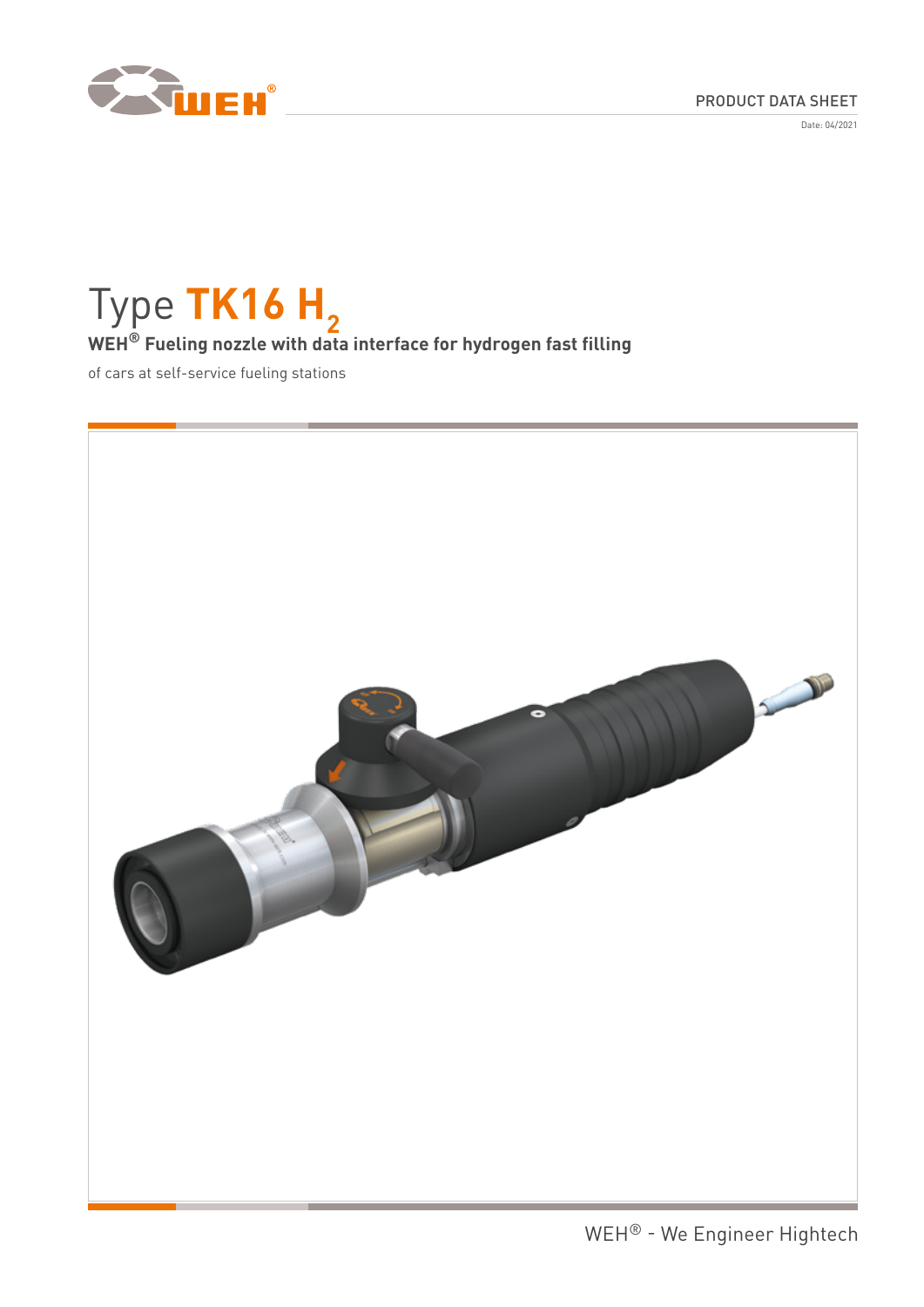PRODUCT DATA SHEET

Date: 04/2021

# Type TK16 $H_2$

**WEH® Fueling nozzle with data interface for hydrogen fast filling**

of cars at self-service fueling stations

WEH® - We Engineer Hightech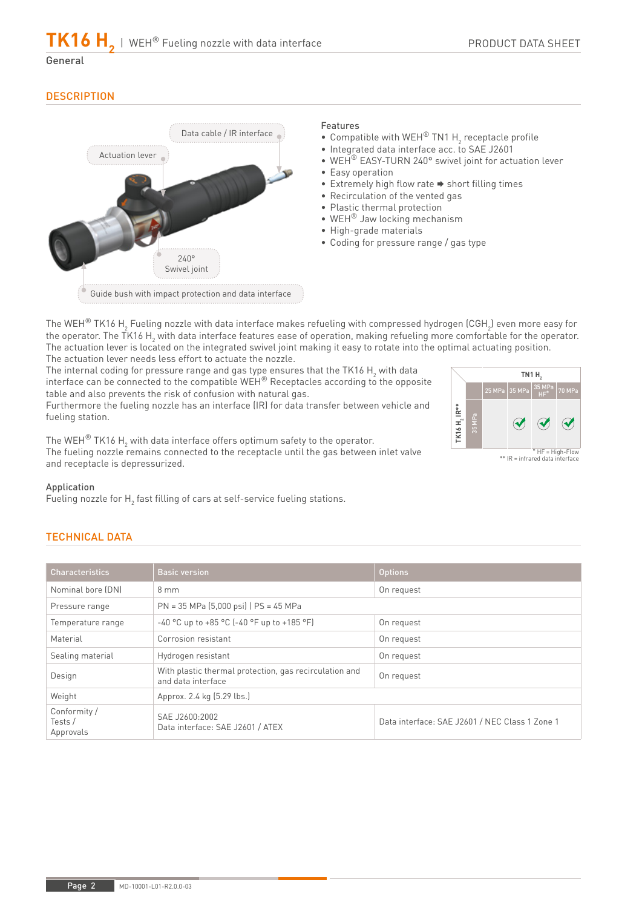# TK16 $H_2$ | WEH® Fueling nozzle with data interface

General

## DESCRIPTION

Data cable / IR interface

Actuation lever

240° Swivel joint

Guide bush with impact protection and data interface

**Features**

- Compatible with WEH® TN1 $H_2$ receptacle profile
- Integrated data interface acc. to SAE J2601
- WEH® EASY-TURN 240° swivel joint for actuation lever
- Easy operation
- Extremely high flow rate ➡ short filling times
- Recirculation of the vented gas
- Plastic thermal protection
- WEH® Jaw locking mechanism
- High-grade materials
- Coding for pressure range / gas type

The WEH® TK16 $H_2$ Fueling nozzle with data interface makes refueling with compressed hydrogen ($CGH_2$) even more easy for the operator. The TK16 $H_2$ with data interface features ease of operation, making refueling more comfortable for the operator. The actuation lever is located on the integrated swivel joint making it easy to rotate into the optimal actuating position.
The actuation lever needs less effort to actuate the nozzle.
The internal coding for pressure range and gas type ensures that the TK16 $H_2$ with data interface can be connected to the compatible WEH® Receptacles according to the opposite table and also prevents the risk of confusion with natural gas.
Furthermore the fueling nozzle has an interface (IR) for data transfer between vehicle and fueling station.

The WEH® TK16 $H_2$ with data interface offers optimum safety to the operator.
The fueling nozzle remains connected to the receptacle until the gas between inlet valve and receptacle is depressurized.

| | | TN1 $H_2$ | | | |
|---|---|---|---|---|---|
| | | 25 MPa | 35 MPa | 35 MPa HF* | 70 MPa |
| TK16 $H_2$ IR** | 35 MPa | | ✓ | ✓ | ✓ |

\* HF = High-Flow
\*\* IR = infrared data interface

**Application**

Fueling nozzle for $H_2$ fast filling of cars at self-service fueling stations.

## TECHNICAL DATA

| Characteristics | Basic version | Options |
|---|---|---|
| Nominal bore (DN) | 8 mm | On request |
| Pressure range | PN = 35 MPa (5,000 psi) \| PS = 45 MPa | |
| Temperature range | -40 °C up to +85 °C (-40 °F up to +185 °F) | On request |
| Material | Corrosion resistant | On request |
| Sealing material | Hydrogen resistant | On request |
| Design | With plastic thermal protection, gas recirculation and and data interface | On request |
| Weight | Approx. 2.4 kg (5.29 lbs.) | |
| Conformity / Tests / Approvals | SAE J2600:2002<br>Data interface: SAE J2601 / ATEX | Data interface: SAE J2601 / NEC Class 1 Zone 1 |

MD-10001-L01-R2.0.0-03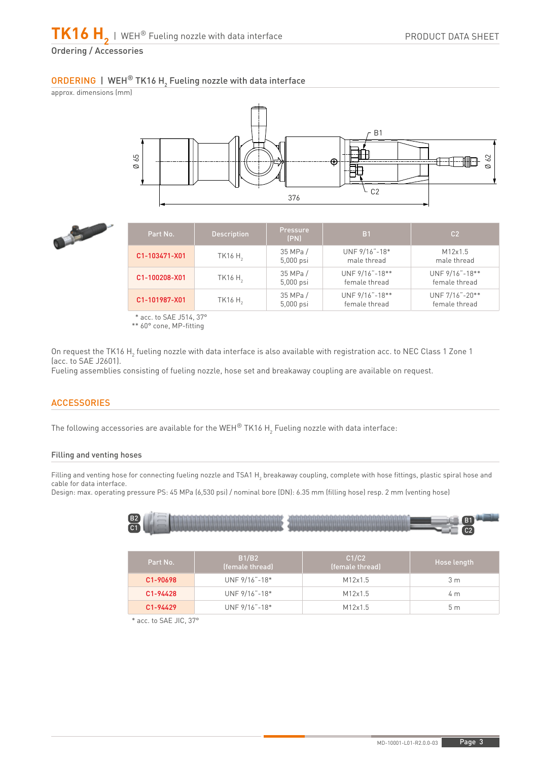## ORDERING | WEH® TK16 $H_2$ Fueling nozzle with data interface

approx. dimensions (mm)

| Part No. | Description | Pressure (PN) | B1 | C2 |
|---|---|---|---|---|
| C1-103471-X01 | TK16 $H_2$ | 35 MPa / 5,000 psi | UNF 9/16"-18* male thread | M12x1.5 male thread |
| C1-100208-X01 | TK16 $H_2$ | 35 MPa / 5,000 psi | UNF 9/16"-18** female thread | UNF 9/16"-18** female thread |
| C1-101987-X01 | TK16 $H_2$ | 35 MPa / 5,000 psi | UNF 9/16"-18** female thread | UNF 7/16"-20** female thread |

\* acc. to SAE J514, 37°
\*\* 60° cone, MP-fitting

On request the TK16 $H_2$ fueling nozzle with data interface is also available with registration acc. to NEC Class 1 Zone 1 (acc. to SAE J2601).
Fueling assemblies consisting of fueling nozzle, hose set and breakaway coupling are available on request.

## ACCESSORIES

The following accessories are available for the WEH® TK16 $H_2$ Fueling nozzle with data interface:

### Filling and venting hoses

Filling and venting hose for connecting fueling nozzle and TSA1 $H_2$ breakaway coupling, complete with hose fittings, plastic spiral hose and cable for data interface.
Design: max. operating pressure PS: 45 MPa (6,530 psi) / nominal bore (DN): 6.35 mm (filling hose) resp. 2 mm (venting hose)

| Part No. | B1/B2 (female thread) | C1/C2 (female thread) | Hose length |
|---|---|---|---|
| C1-90698 | UNF 9/16"-18* | M12x1.5 | 3 m |
| C1-94428 | UNF 9/16"-18* | M12x1.5 | 4 m |
| C1-94429 | UNF 9/16"-18* | M12x1.5 | 5 m |

\* acc. to SAE JIC, 37°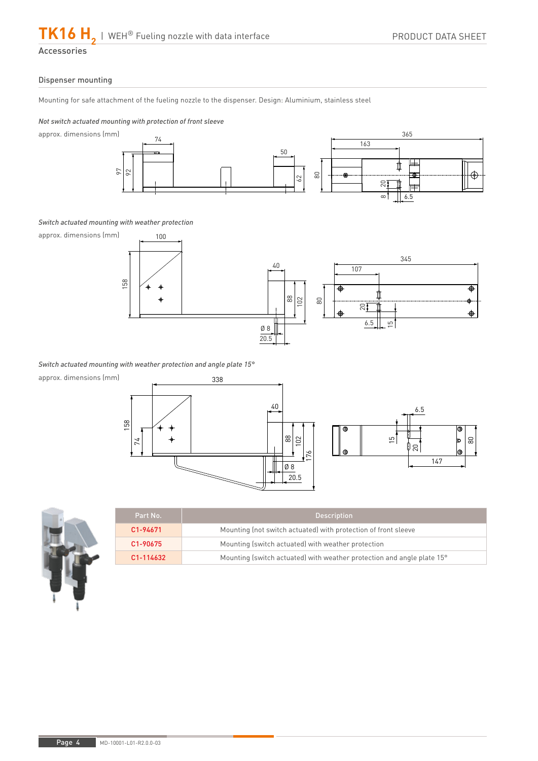## Accessories

### Dispenser mounting

Mounting for safe attachment of the fueling nozzle to the dispenser. Design: Aluminium, stainless steel

*Not switch actuated mounting with protection of front sleeve*

approx. dimensions (mm)

*Switch actuated mounting with weather protection*

approx. dimensions (mm)

*Switch actuated mounting with weather protection and angle plate 15°*

approx. dimensions (mm)

| Part No. | Description |
|---|---|
| C1-94671 | Mounting (not switch actuated) with protection of front sleeve |
| C1-90675 | Mounting (switch actuated) with weather protection |
| C1-114632 | Mounting (switch actuated) with weather protection and angle plate 15° |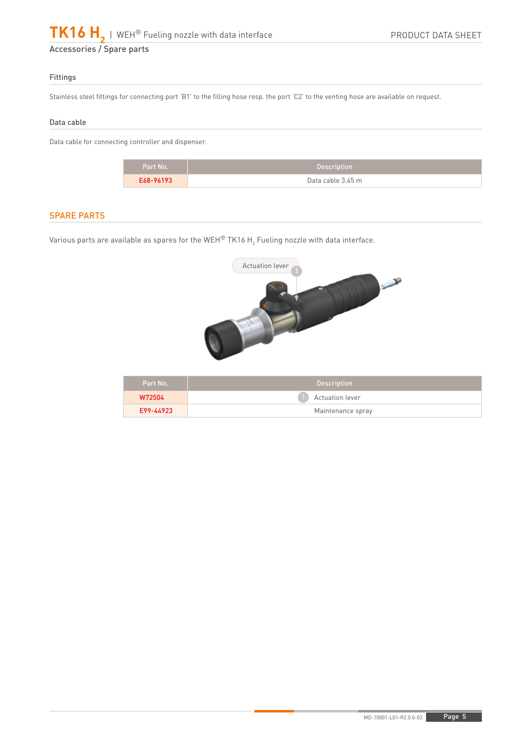## Accessories / Spare parts

### Fittings

Stainless steel fittings for connecting port 'B1' to the filling hose resp. the port 'C2' to the venting hose are available on request.

### Data cable

Data cable for connecting controller and dispenser.

| Part No. | Description |
|---|---|
| E68-96193 | Data cable 3.45 m |

## SPARE PARTS

Various parts are available as spares for the WEH® TK16 $H_2$ Fueling nozzle with data interface.

| Part No. | Description |
|---|---|
| W72504 | 1 Actuation lever |
| E99-44923 | Maintenance spray |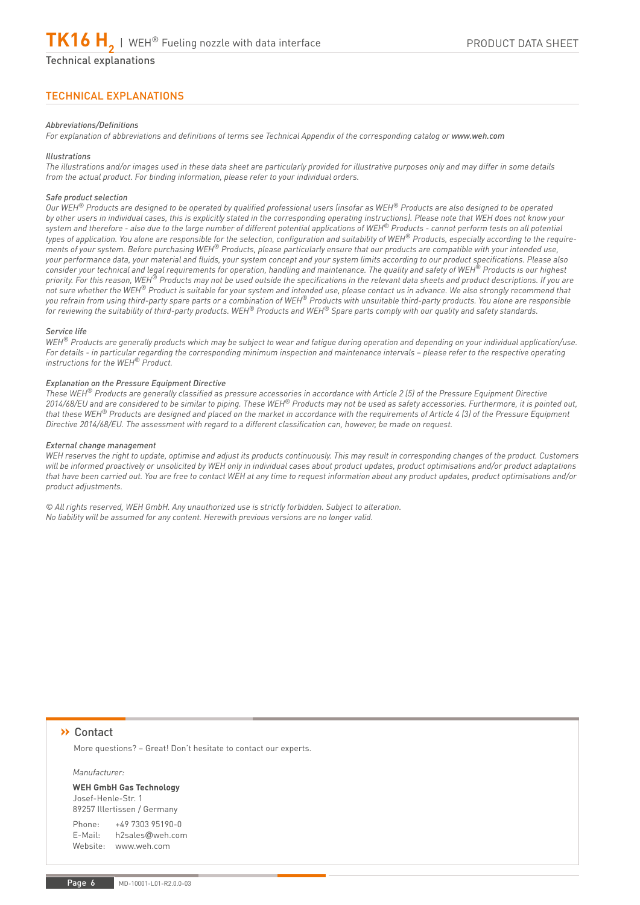## TECHNICAL EXPLANATIONS

*Abbreviations/Definitions*

*For explanation of abbreviations and definitions of terms see Technical Appendix of the corresponding catalog or www.weh.com*

*Illustrations*

*The illustrations and/or images used in these data sheet are particularly provided for illustrative purposes only and may differ in some details from the actual product. For binding information, please refer to your individual orders.*

*Safe product selection*

*Our WEH® Products are designed to be operated by qualified professional users (insofar as WEH® Products are also designed to be operated by other users in individual cases, this is explicitly stated in the corresponding operating instructions). Please note that WEH does not know your system and therefore - also due to the large number of different potential applications of WEH® Products - cannot perform tests on all potential types of application. You alone are responsible for the selection, configuration and suitability of WEH® Products, especially according to the requirements of your system. Before purchasing WEH® Products, please particularly ensure that our products are compatible with your intended use, your performance data, your material and fluids, your system concept and your system limits according to our product specifications. Please also consider your technical and legal requirements for operation, handling and maintenance. The quality and safety of WEH® Products is our highest priority. For this reason, WEH® Products may not be used outside the specifications in the relevant data sheets and product descriptions. If you are not sure whether the WEH® Product is suitable for your system and intended use, please contact us in advance. We also strongly recommend that you refrain from using third-party spare parts or a combination of WEH® Products with unsuitable third-party products. You alone are responsible for reviewing the suitability of third-party products. WEH® Products and WEH® Spare parts comply with our quality and safety standards.*

*Service life*

*WEH® Products are generally products which may be subject to wear and fatigue during operation and depending on your individual application/use. For details - in particular regarding the corresponding minimum inspection and maintenance intervals – please refer to the respective operating instructions for the WEH® Product.*

*Explanation on the Pressure Equipment Directive*

*These WEH® Products are generally classified as pressure accessories in accordance with Article 2 (5) of the Pressure Equipment Directive 2014/68/EU and are considered to be similar to piping. These WEH® Products may not be used as safety accessories. Furthermore, it is pointed out, that these WEH® Products are designed and placed on the market in accordance with the requirements of Article 4 (3) of the Pressure Equipment Directive 2014/68/EU. The assessment with regard to a different classification can, however, be made on request.*

*External change management*

*WEH reserves the right to update, optimise and adjust its products continuously. This may result in corresponding changes of the product. Customers will be informed proactively or unsolicited by WEH only in individual cases about product updates, product optimisations and/or product adaptations that have been carried out. You are free to contact WEH at any time to request information about any product updates, product optimisations and/or product adjustments.*

*© All rights reserved, WEH GmbH. Any unauthorized use is strictly forbidden. Subject to alteration.*
*No liability will be assumed for any content. Herewith previous versions are no longer valid.*

### Contact

More questions? – Great! Don't hesitate to contact our experts.

*Manufacturer:*

**WEH GmbH Gas Technology**
Josef-Henle-Str. 1
89257 Illertissen / Germany

Phone: +49 7303 95190-0
E-Mail: h2sales@weh.com
Website: www.weh.com

MD-10001-L01-R2.0.0-03